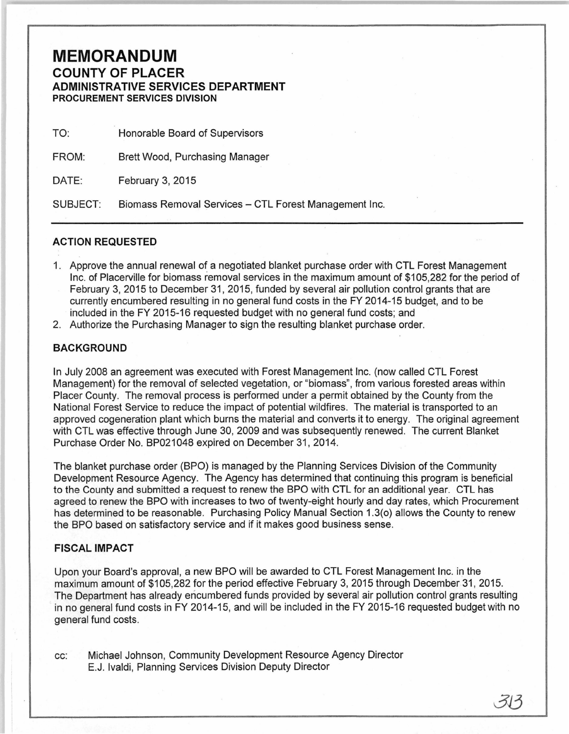# MEMORANDUM

## COUNTY OF PLACER

### ADMINISTRATIVE SERVICES DEPARTMENT

**PROCUREMENT SERVICES DIVISION**

TO: Honorable Board of Supervisors

FROM: Brett Wood, Purchasing Manager

DATE: February 3, 2015

SUBJECT: Biomass Removal Services – CTL Forest Management Inc.

---

### ACTION REQUESTED

1. Approve the annual renewal of a negotiated blanket purchase order with CTL Forest Management Inc. of Placerville for biomass removal services in the maximum amount of $105,282 for the period of February 3, 2015 to December 31, 2015, funded by several air pollution control grants that are currently encumbered resulting in no general fund costs in the FY 2014-15 budget, and to be included in the FY 2015-16 requested budget with no general fund costs; and
2. Authorize the Purchasing Manager to sign the resulting blanket purchase order.

### BACKGROUND

In July 2008 an agreement was executed with Forest Management Inc. (now called CTL Forest Management) for the removal of selected vegetation, or "biomass", from various forested areas within Placer County. The removal process is performed under a permit obtained by the County from the National Forest Service to reduce the impact of potential wildfires. The material is transported to an approved cogeneration plant which burns the material and converts it to energy. The original agreement with CTL was effective through June 30, 2009 and was subsequently renewed. The current Blanket Purchase Order No. BP021048 expired on December 31, 2014.

The blanket purchase order (BPO) is managed by the Planning Services Division of the Community Development Resource Agency. The Agency has determined that continuing this program is beneficial to the County and submitted a request to renew the BPO with CTL for an additional year. CTL has agreed to renew the BPO with increases to two of twenty-eight hourly and day rates, which Procurement has determined to be reasonable. Purchasing Policy Manual Section 1.3(o) allows the County to renew the BPO based on satisfactory service and if it makes good business sense.

### FISCAL IMPACT

Upon your Board's approval, a new BPO will be awarded to CTL Forest Management Inc. in the maximum amount of $105,282 for the period effective February 3, 2015 through December 31, 2015. The Department has already encumbered funds provided by several air pollution control grants resulting in no general fund costs in FY 2014-15, and will be included in the FY 2015-16 requested budget with no general fund costs.

cc: Michael Johnson, Community Development Resource Agency Director
E.J. Ivaldi, Planning Services Division Deputy Director